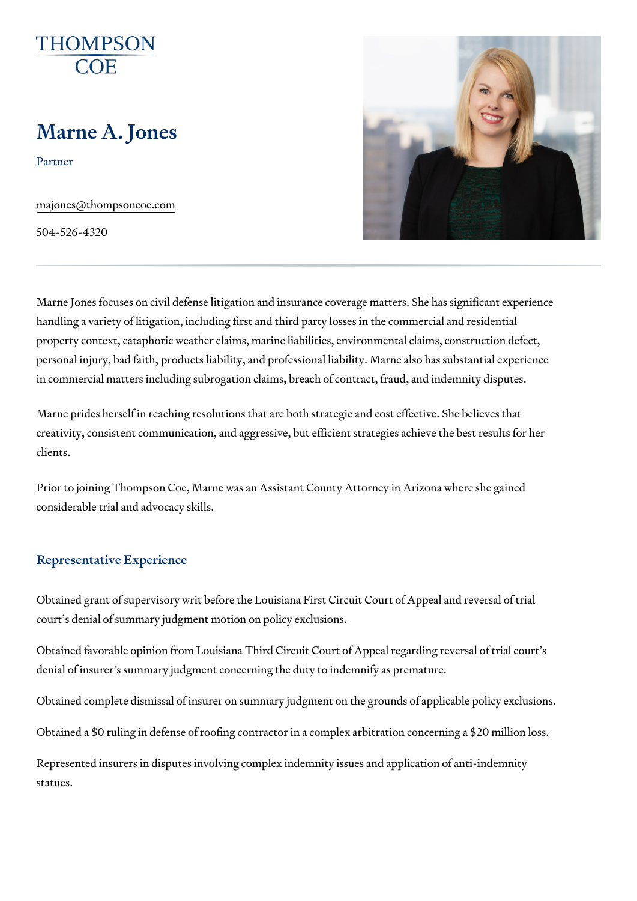THOMPSON COE

# Marne A. Jones

Partner

majones@thompsoncoe.com

504-526-4320

Marne Jones focuses on civil defense litigation and insurance coverage matters. She has significant experience handling a variety of litigation, including first and third party losses in the commercial and residential property context, cataphoric weather claims, marine liabilities, environmental claims, construction defect, personal injury, bad faith, products liability, and professional liability. Marne also has substantial experience in commercial matters including subrogation claims, breach of contract, fraud, and indemnity disputes.

Marne prides herself in reaching resolutions that are both strategic and cost effective. She believes that creativity, consistent communication, and aggressive, but efficient strategies achieve the best results for her clients.

Prior to joining Thompson Coe, Marne was an Assistant County Attorney in Arizona where she gained considerable trial and advocacy skills.

## Representative Experience

Obtained grant of supervisory writ before the Louisiana First Circuit Court of Appeal and reversal of trial court's denial of summary judgment motion on policy exclusions.

Obtained favorable opinion from Louisiana Third Circuit Court of Appeal regarding reversal of trial court's denial of insurer's summary judgment concerning the duty to indemnify as premature.

Obtained complete dismissal of insurer on summary judgment on the grounds of applicable policy exclusions.

Obtained a $0 ruling in defense of roofing contractor in a complex arbitration concerning a $20 million loss.

Represented insurers in disputes involving complex indemnity issues and application of anti-indemnity statues.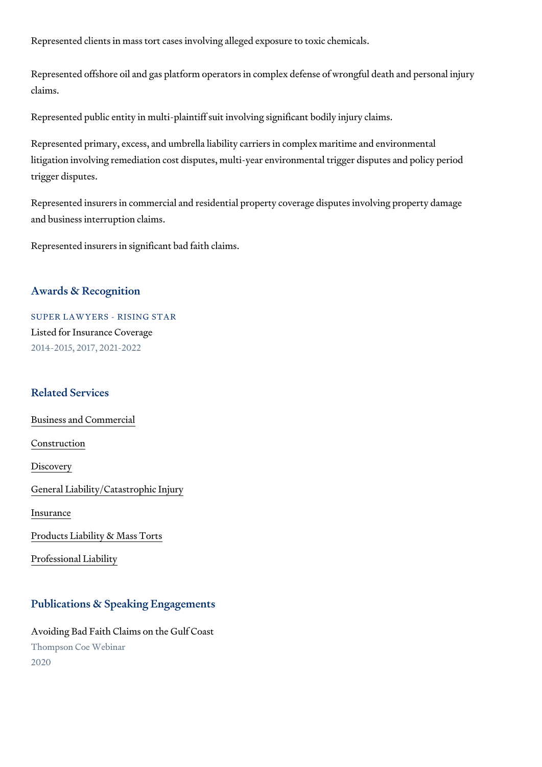Represented clients in mass tort cases involving alleged exposure to toxic chemicals.

Represented offshore oil and gas platform operators in complex defense of wrongful death and personal injury claims.

Represented public entity in multi-plaintiff suit involving significant bodily injury claims.

Represented primary, excess, and umbrella liability carriers in complex maritime and environmental litigation involving remediation cost disputes, multi-year environmental trigger disputes and policy period trigger disputes.

Represented insurers in commercial and residential property coverage disputes involving property damage and business interruption claims.

Represented insurers in significant bad faith claims.

## Awards & Recognition

SUPER LAWYERS - RISING STAR

Listed for Insurance Coverage

2014-2015, 2017, 2021-2022

## Related Services

Business and Commercial

Construction

Discovery

General Liability/Catastrophic Injury

Insurance

Products Liability & Mass Torts

Professional Liability

## Publications & Speaking Engagements

Avoiding Bad Faith Claims on the Gulf Coast

Thompson Coe Webinar

2020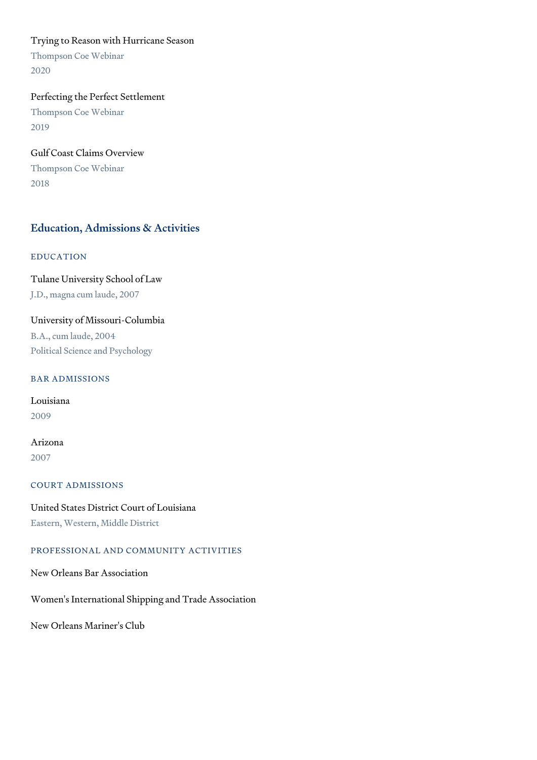Trying to Reason with Hurricane Season
Thompson Coe Webinar
2020

Perfecting the Perfect Settlement
Thompson Coe Webinar
2019

Gulf Coast Claims Overview
Thompson Coe Webinar
2018

## Education, Admissions & Activities

### EDUCATION

Tulane University School of Law
J.D., magna cum laude, 2007

University of Missouri-Columbia
B.A., cum laude, 2004
Political Science and Psychology

### BAR ADMISSIONS

Louisiana
2009

Arizona
2007

### COURT ADMISSIONS

United States District Court of Louisiana
Eastern, Western, Middle District

### PROFESSIONAL AND COMMUNITY ACTIVITIES

New Orleans Bar Association

Women's International Shipping and Trade Association

New Orleans Mariner's Club